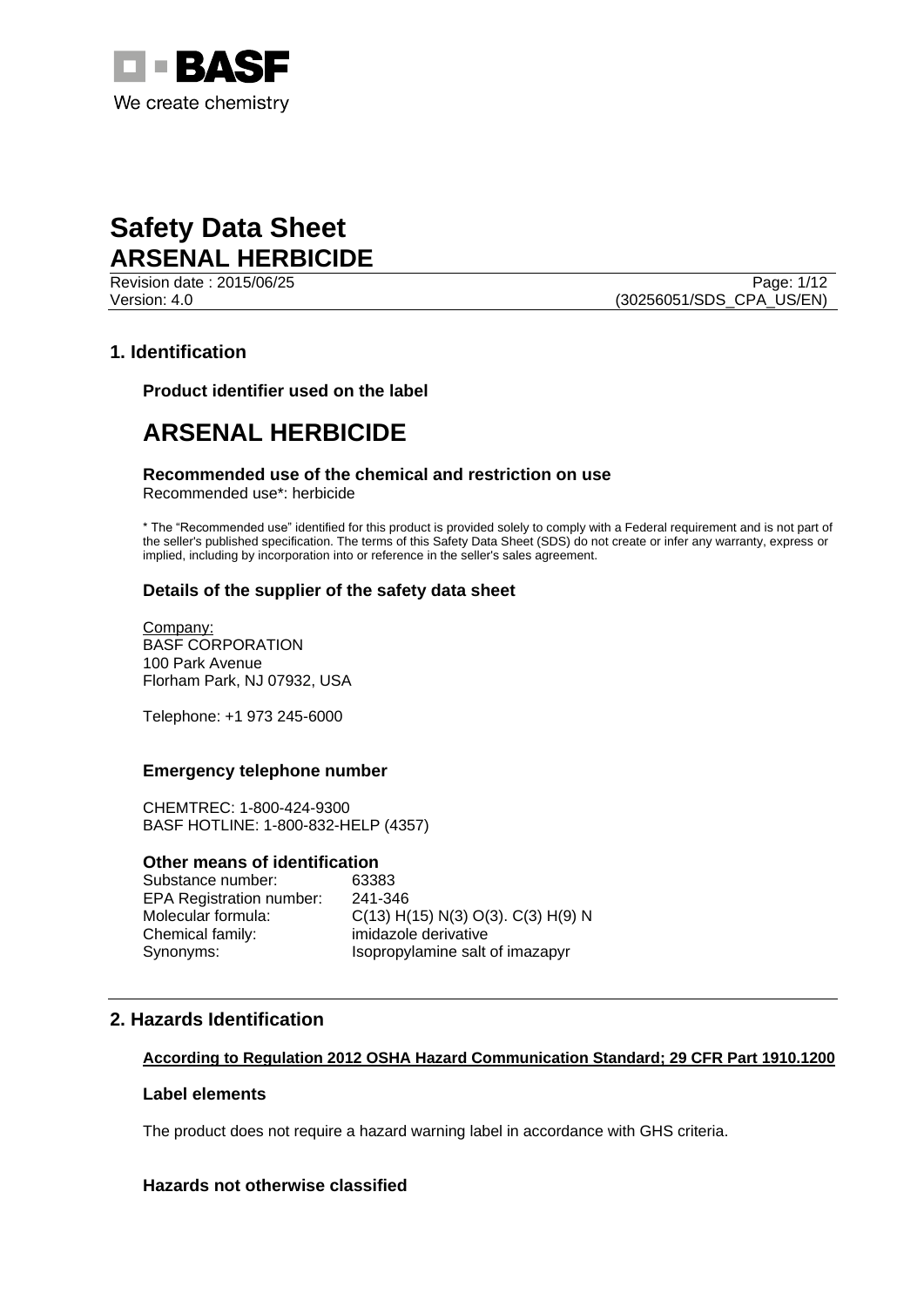# Safety Data Sheet

## ARSENAL HERBICIDE

Revision date : 2015/06/25
Version: 4.0
(30256051/SDS_CPA_US/EN)

## 1. Identification

### Product identifier used on the label

# ARSENAL HERBICIDE

### Recommended use of the chemical and restriction on use

Recommended use*: herbicide

* The "Recommended use" identified for this product is provided solely to comply with a Federal requirement and is not part of the seller's published specification. The terms of this Safety Data Sheet (SDS) do not create or infer any warranty, express or implied, including by incorporation into or reference in the seller's sales agreement.

### Details of the supplier of the safety data sheet

Company:
BASF CORPORATION
100 Park Avenue
Florham Park, NJ 07932, USA

Telephone: +1 973 245-6000

### Emergency telephone number

CHEMTREC: 1-800-424-9300
BASF HOTLINE: 1-800-832-HELP (4357)

### Other means of identification

| | |
|---|---|
| Substance number: | 63383 |
| EPA Registration number: | 241-346 |
| Molecular formula: | C(13) H(15) N(3) O(3). C(3) H(9) N |
| Chemical family: | imidazole derivative |
| Synonyms: | Isopropylamine salt of imazapyr |

## 2. Hazards Identification

**According to Regulation 2012 OSHA Hazard Communication Standard; 29 CFR Part 1910.1200**

### Label elements

The product does not require a hazard warning label in accordance with GHS criteria.

### Hazards not otherwise classified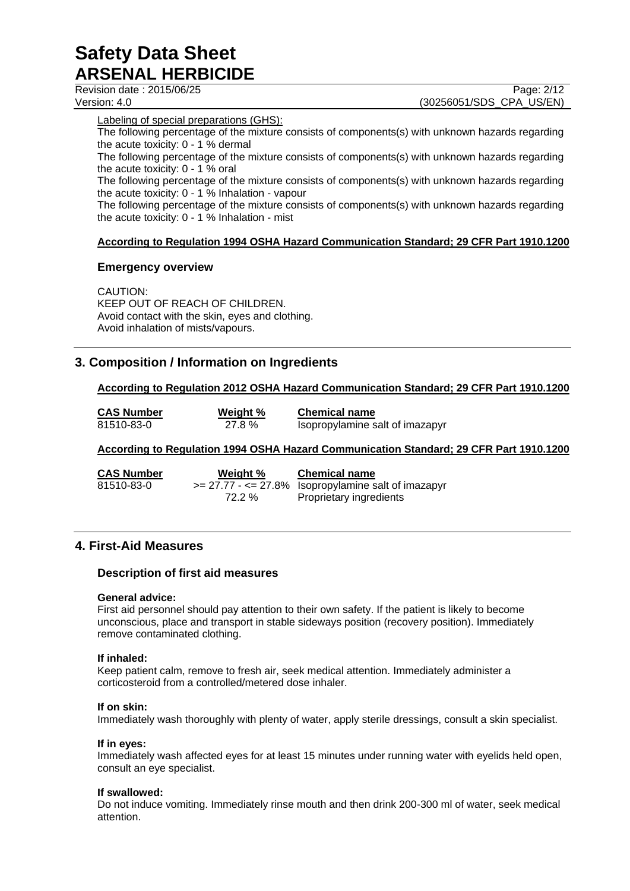Labeling of special preparations (GHS):

The following percentage of the mixture consists of components(s) with unknown hazards regarding the acute toxicity: 0 - 1 % dermal

The following percentage of the mixture consists of components(s) with unknown hazards regarding the acute toxicity: 0 - 1 % oral

The following percentage of the mixture consists of components(s) with unknown hazards regarding the acute toxicity: 0 - 1 % Inhalation - vapour

The following percentage of the mixture consists of components(s) with unknown hazards regarding the acute toxicity: 0 - 1 % Inhalation - mist

**According to Regulation 1994 OSHA Hazard Communication Standard; 29 CFR Part 1910.1200**

### Emergency overview

CAUTION:
KEEP OUT OF REACH OF CHILDREN.
Avoid contact with the skin, eyes and clothing.
Avoid inhalation of mists/vapours.

## 3. Composition / Information on Ingredients

**According to Regulation 2012 OSHA Hazard Communication Standard; 29 CFR Part 1910.1200**

| CAS Number | Weight % | Chemical name |
|---|---|---|
| 81510-83-0 | 27.8 % | Isopropylamine salt of imazapyr |

**According to Regulation 1994 OSHA Hazard Communication Standard; 29 CFR Part 1910.1200**

| CAS Number | Weight % | Chemical name |
|---|---|---|
| 81510-83-0 | >= 27.77 - <= 27.8% | Isopropylamine salt of imazapyr |
| | 72.2 % | Proprietary ingredients |

## 4. First-Aid Measures

### Description of first aid measures

**General advice:**
First aid personnel should pay attention to their own safety. If the patient is likely to become unconscious, place and transport in stable sideways position (recovery position). Immediately remove contaminated clothing.

**If inhaled:**
Keep patient calm, remove to fresh air, seek medical attention. Immediately administer a corticosteroid from a controlled/metered dose inhaler.

**If on skin:**
Immediately wash thoroughly with plenty of water, apply sterile dressings, consult a skin specialist.

**If in eyes:**
Immediately wash affected eyes for at least 15 minutes under running water with eyelids held open, consult an eye specialist.

**If swallowed:**
Do not induce vomiting. Immediately rinse mouth and then drink 200-300 ml of water, seek medical attention.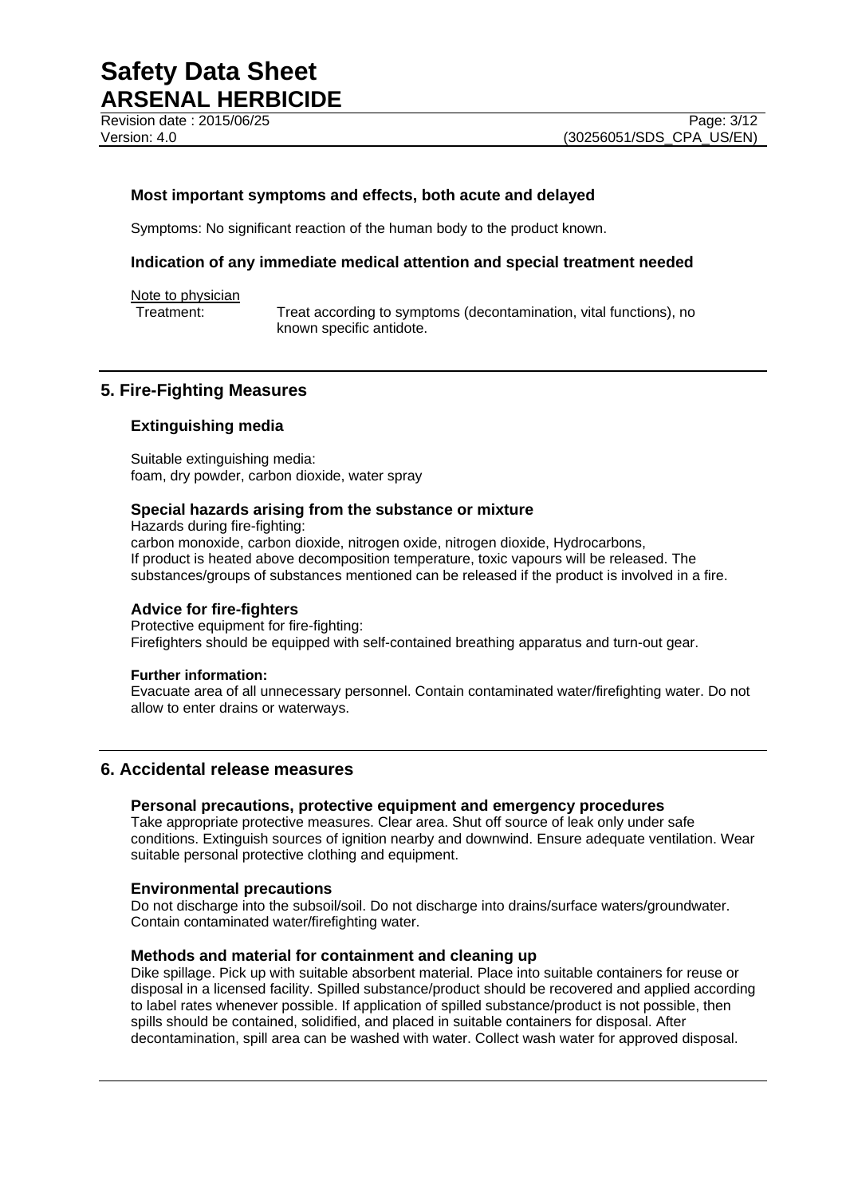### Most important symptoms and effects, both acute and delayed

Symptoms: No significant reaction of the human body to the product known.

### Indication of any immediate medical attention and special treatment needed

Note to physician

Treatment: Treat according to symptoms (decontamination, vital functions), no known specific antidote.

## 5. Fire-Fighting Measures

### Extinguishing media

Suitable extinguishing media:
foam, dry powder, carbon dioxide, water spray

### Special hazards arising from the substance or mixture

Hazards during fire-fighting:
carbon monoxide, carbon dioxide, nitrogen oxide, nitrogen dioxide, Hydrocarbons,
If product is heated above decomposition temperature, toxic vapours will be released. The substances/groups of substances mentioned can be released if the product is involved in a fire.

### Advice for fire-fighters

Protective equipment for fire-fighting:
Firefighters should be equipped with self-contained breathing apparatus and turn-out gear.

**Further information:**
Evacuate area of all unnecessary personnel. Contain contaminated water/firefighting water. Do not allow to enter drains or waterways.

## 6. Accidental release measures

### Personal precautions, protective equipment and emergency procedures

Take appropriate protective measures. Clear area. Shut off source of leak only under safe conditions. Extinguish sources of ignition nearby and downwind. Ensure adequate ventilation. Wear suitable personal protective clothing and equipment.

### Environmental precautions

Do not discharge into the subsoil/soil. Do not discharge into drains/surface waters/groundwater. Contain contaminated water/firefighting water.

### Methods and material for containment and cleaning up

Dike spillage. Pick up with suitable absorbent material. Place into suitable containers for reuse or disposal in a licensed facility. Spilled substance/product should be recovered and applied according to label rates whenever possible. If application of spilled substance/product is not possible, then spills should be contained, solidified, and placed in suitable containers for disposal. After decontamination, spill area can be washed with water. Collect wash water for approved disposal.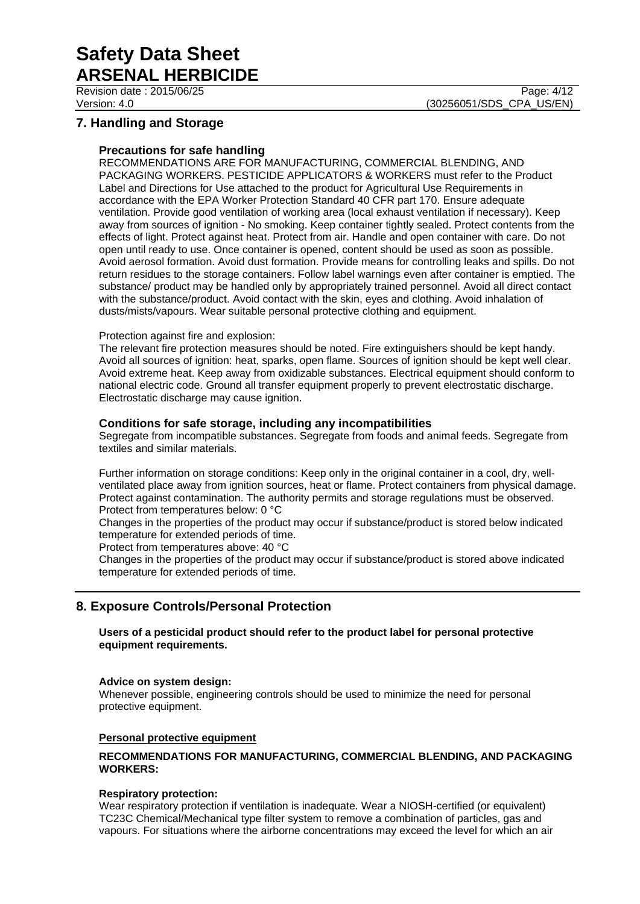## 7. Handling and Storage

### Precautions for safe handling

RECOMMENDATIONS ARE FOR MANUFACTURING, COMMERCIAL BLENDING, AND PACKAGING WORKERS. PESTICIDE APPLICATORS & WORKERS must refer to the Product Label and Directions for Use attached to the product for Agricultural Use Requirements in accordance with the EPA Worker Protection Standard 40 CFR part 170. Ensure adequate ventilation. Provide good ventilation of working area (local exhaust ventilation if necessary). Keep away from sources of ignition - No smoking. Keep container tightly sealed. Protect contents from the effects of light. Protect against heat. Protect from air. Handle and open container with care. Do not open until ready to use. Once container is opened, content should be used as soon as possible. Avoid aerosol formation. Avoid dust formation. Provide means for controlling leaks and spills. Do not return residues to the storage containers. Follow label warnings even after container is emptied. The substance/ product may be handled only by appropriately trained personnel. Avoid all direct contact with the substance/product. Avoid contact with the skin, eyes and clothing. Avoid inhalation of dusts/mists/vapours. Wear suitable personal protective clothing and equipment.

Protection against fire and explosion:
The relevant fire protection measures should be noted. Fire extinguishers should be kept handy. Avoid all sources of ignition: heat, sparks, open flame. Sources of ignition should be kept well clear. Avoid extreme heat. Keep away from oxidizable substances. Electrical equipment should conform to national electric code. Ground all transfer equipment properly to prevent electrostatic discharge. Electrostatic discharge may cause ignition.

### Conditions for safe storage, including any incompatibilities

Segregate from incompatible substances. Segregate from foods and animal feeds. Segregate from textiles and similar materials.

Further information on storage conditions: Keep only in the original container in a cool, dry, well-ventilated place away from ignition sources, heat or flame. Protect containers from physical damage. Protect against contamination. The authority permits and storage regulations must be observed.
Protect from temperatures below: 0 °C
Changes in the properties of the product may occur if substance/product is stored below indicated temperature for extended periods of time.
Protect from temperatures above: 40 °C
Changes in the properties of the product may occur if substance/product is stored above indicated temperature for extended periods of time.

## 8. Exposure Controls/Personal Protection

**Users of a pesticidal product should refer to the product label for personal protective equipment requirements.**

**Advice on system design:**
Whenever possible, engineering controls should be used to minimize the need for personal protective equipment.

**Personal protective equipment**

**RECOMMENDATIONS FOR MANUFACTURING, COMMERCIAL BLENDING, AND PACKAGING WORKERS:**

**Respiratory protection:**
Wear respiratory protection if ventilation is inadequate. Wear a NIOSH-certified (or equivalent) TC23C Chemical/Mechanical type filter system to remove a combination of particles, gas and vapours. For situations where the airborne concentrations may exceed the level for which an air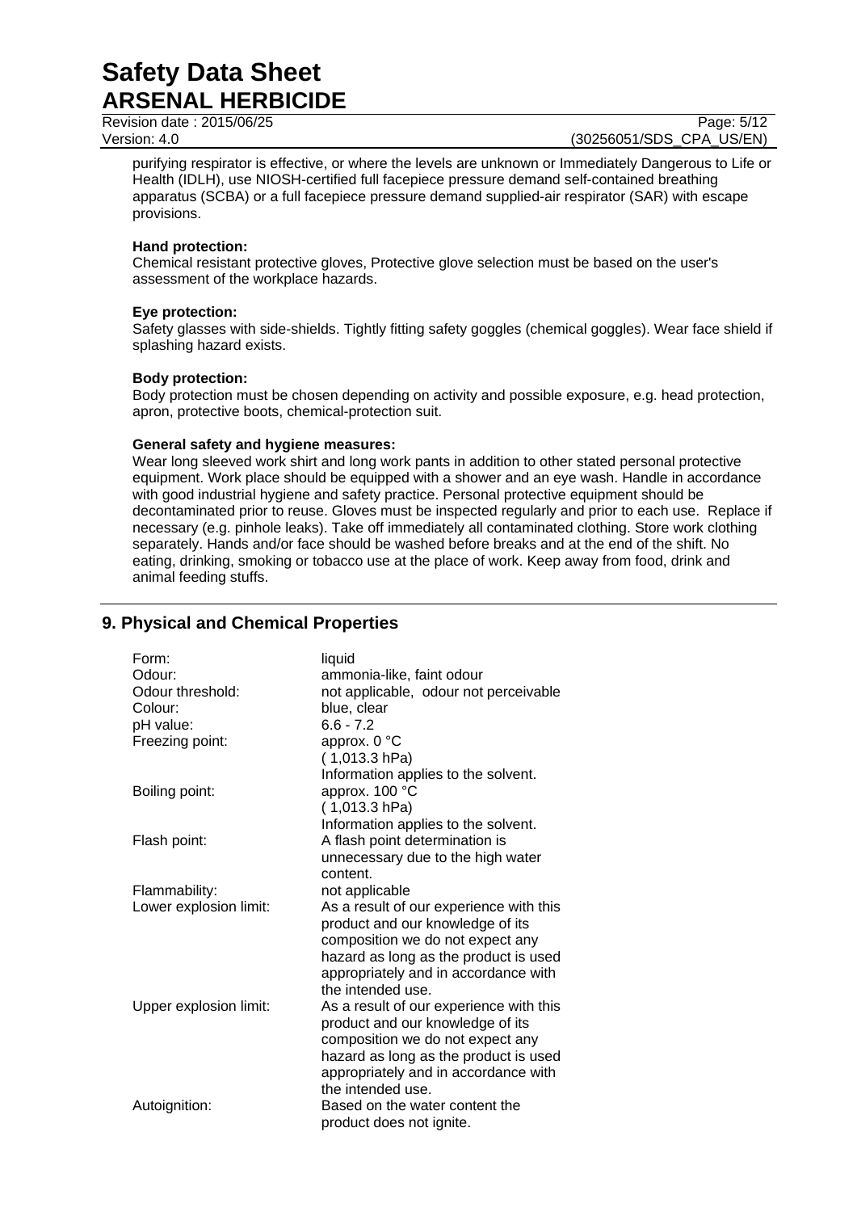purifying respirator is effective, or where the levels are unknown or Immediately Dangerous to Life or Health (IDLH), use NIOSH-certified full facepiece pressure demand self-contained breathing apparatus (SCBA) or a full facepiece pressure demand supplied-air respirator (SAR) with escape provisions.

**Hand protection:**
Chemical resistant protective gloves, Protective glove selection must be based on the user's assessment of the workplace hazards.

**Eye protection:**
Safety glasses with side-shields. Tightly fitting safety goggles (chemical goggles). Wear face shield if splashing hazard exists.

**Body protection:**
Body protection must be chosen depending on activity and possible exposure, e.g. head protection, apron, protective boots, chemical-protection suit.

**General safety and hygiene measures:**
Wear long sleeved work shirt and long work pants in addition to other stated personal protective equipment. Work place should be equipped with a shower and an eye wash. Handle in accordance with good industrial hygiene and safety practice. Personal protective equipment should be decontaminated prior to reuse. Gloves must be inspected regularly and prior to each use. Replace if necessary (e.g. pinhole leaks). Take off immediately all contaminated clothing. Store work clothing separately. Hands and/or face should be washed before breaks and at the end of the shift. No eating, drinking, smoking or tobacco use at the place of work. Keep away from food, drink and animal feeding stuffs.

## 9. Physical and Chemical Properties

| | |
|---|---|
| Form: | liquid |
| Odour: | ammonia-like, faint odour |
| Odour threshold: | not applicable, odour not perceivable |
| Colour: | blue, clear |
| pH value: | 6.6 - 7.2 |
| Freezing point: | approx. 0 °C<br>( 1,013.3 hPa)<br>Information applies to the solvent. |
| Boiling point: | approx. 100 °C<br>( 1,013.3 hPa)<br>Information applies to the solvent. |
| Flash point: | A flash point determination is unnecessary due to the high water content. |
| Flammability: | not applicable |
| Lower explosion limit: | As a result of our experience with this product and our knowledge of its composition we do not expect any hazard as long as the product is used appropriately and in accordance with the intended use. |
| Upper explosion limit: | As a result of our experience with this product and our knowledge of its composition we do not expect any hazard as long as the product is used appropriately and in accordance with the intended use. |
| Autoignition: | Based on the water content the product does not ignite. |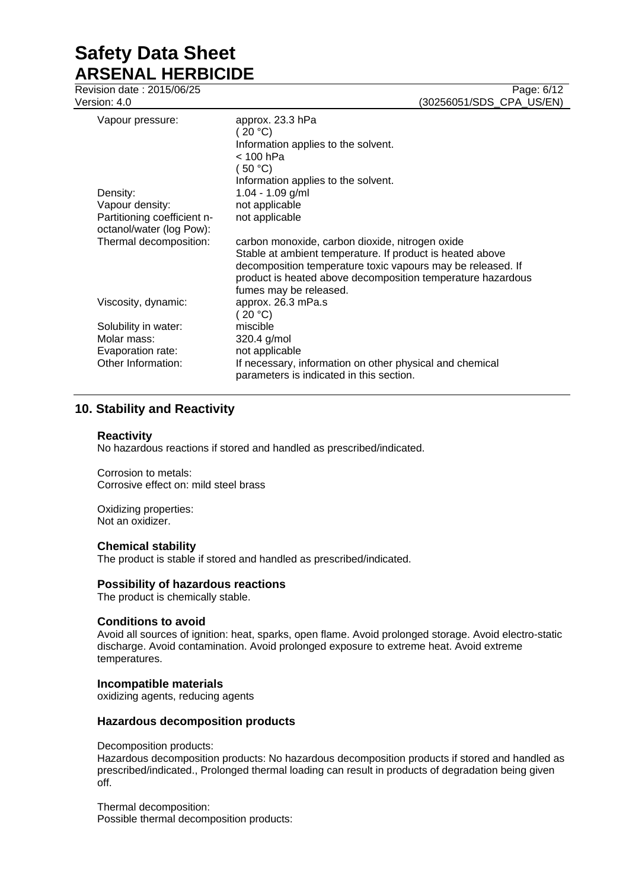| | |
|---|---|
| Vapour pressure: | approx. 23.3 hPa<br>( 20 °C)<br>Information applies to the solvent.<br>< 100 hPa<br>( 50 °C)<br>Information applies to the solvent. |
| Density: | 1.04 - 1.09 g/ml |
| Vapour density: | not applicable |
| Partitioning coefficient n-octanol/water (log Pow): | not applicable |
| Thermal decomposition: | carbon monoxide, carbon dioxide, nitrogen oxide<br>Stable at ambient temperature. If product is heated above decomposition temperature toxic vapours may be released. If product is heated above decomposition temperature hazardous fumes may be released. |
| Viscosity, dynamic: | approx. 26.3 mPa.s<br>( 20 °C) |
| Solubility in water: | miscible |
| Molar mass: | 320.4 g/mol |
| Evaporation rate: | not applicable |
| Other Information: | If necessary, information on other physical and chemical parameters is indicated in this section. |

## 10. Stability and Reactivity

### Reactivity

No hazardous reactions if stored and handled as prescribed/indicated.

Corrosion to metals:
Corrosive effect on: mild steel brass

Oxidizing properties:
Not an oxidizer.

### Chemical stability

The product is stable if stored and handled as prescribed/indicated.

### Possibility of hazardous reactions

The product is chemically stable.

### Conditions to avoid

Avoid all sources of ignition: heat, sparks, open flame. Avoid prolonged storage. Avoid electro-static discharge. Avoid contamination. Avoid prolonged exposure to extreme heat. Avoid extreme temperatures.

### Incompatible materials

oxidizing agents, reducing agents

### Hazardous decomposition products

Decomposition products:
Hazardous decomposition products: No hazardous decomposition products if stored and handled as prescribed/indicated., Prolonged thermal loading can result in products of degradation being given off.

Thermal decomposition:
Possible thermal decomposition products: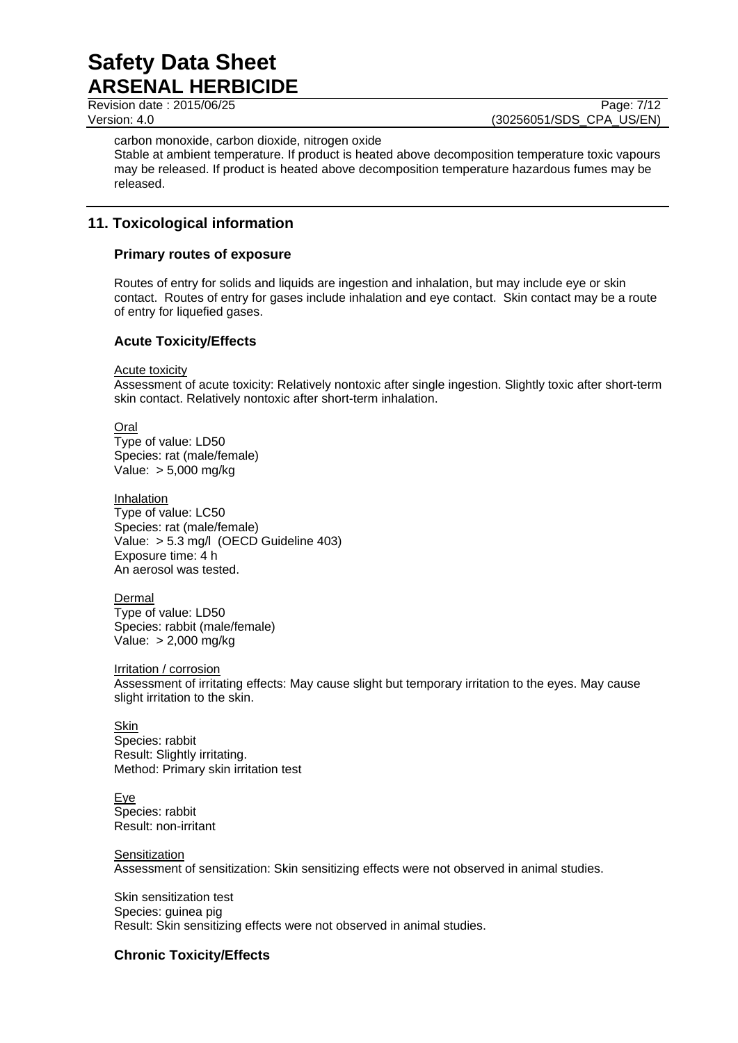carbon monoxide, carbon dioxide, nitrogen oxide
Stable at ambient temperature. If product is heated above decomposition temperature toxic vapours may be released. If product is heated above decomposition temperature hazardous fumes may be released.

## 11. Toxicological information

### Primary routes of exposure

Routes of entry for solids and liquids are ingestion and inhalation, but may include eye or skin contact. Routes of entry for gases include inhalation and eye contact. Skin contact may be a route of entry for liquefied gases.

### Acute Toxicity/Effects

Acute toxicity
Assessment of acute toxicity: Relatively nontoxic after single ingestion. Slightly toxic after short-term skin contact. Relatively nontoxic after short-term inhalation.

Oral
Type of value: LD50
Species: rat (male/female)
Value: > 5,000 mg/kg

Inhalation
Type of value: LC50
Species: rat (male/female)
Value: > 5.3 mg/l (OECD Guideline 403)
Exposure time: 4 h
An aerosol was tested.

Dermal
Type of value: LD50
Species: rabbit (male/female)
Value: > 2,000 mg/kg

Irritation / corrosion
Assessment of irritating effects: May cause slight but temporary irritation to the eyes. May cause slight irritation to the skin.

Skin
Species: rabbit
Result: Slightly irritating.
Method: Primary skin irritation test

Eye
Species: rabbit
Result: non-irritant

Sensitization
Assessment of sensitization: Skin sensitizing effects were not observed in animal studies.

Skin sensitization test
Species: guinea pig
Result: Skin sensitizing effects were not observed in animal studies.

### Chronic Toxicity/Effects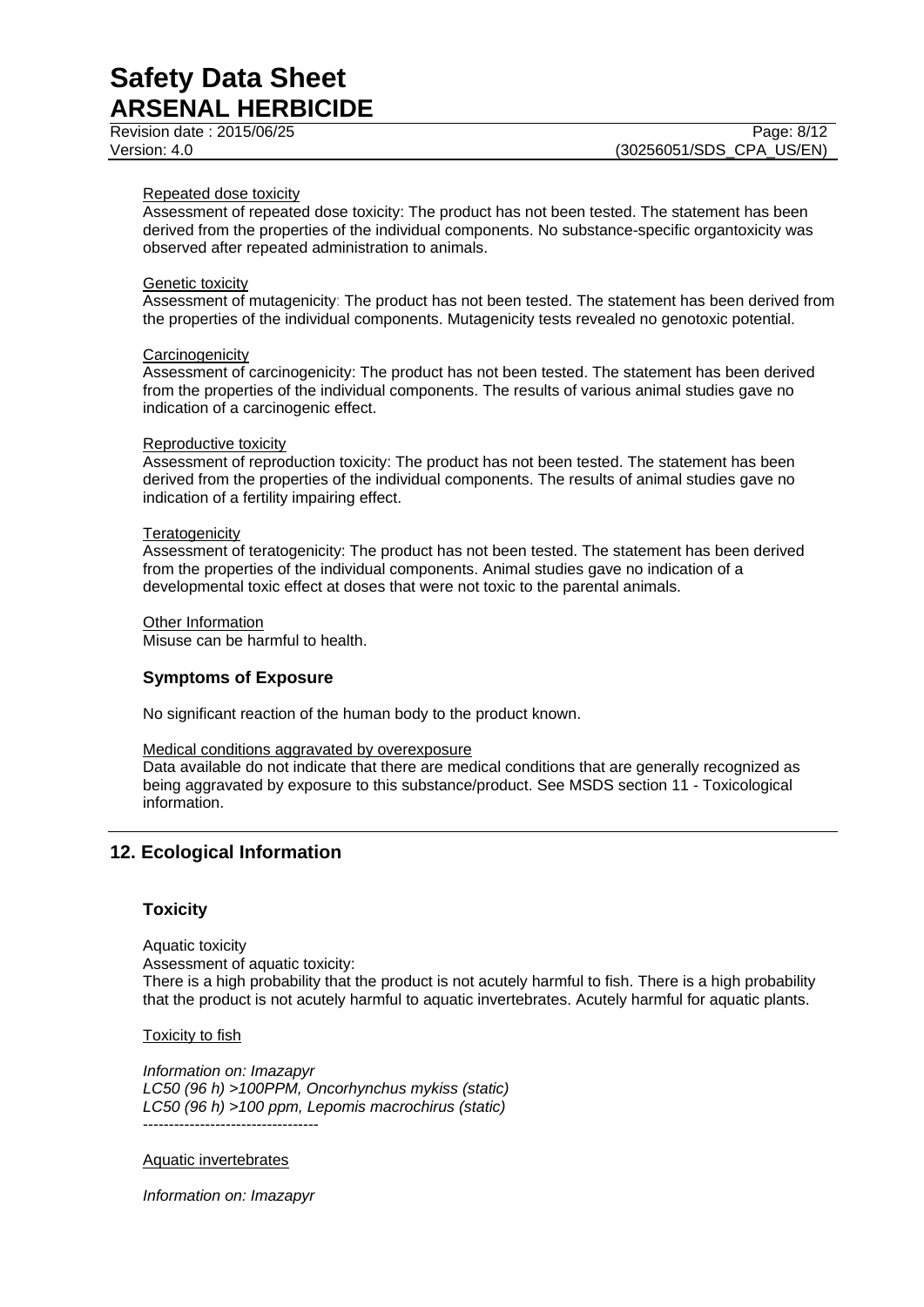Repeated dose toxicity

Assessment of repeated dose toxicity: The product has not been tested. The statement has been derived from the properties of the individual components. No substance-specific organtoxicity was observed after repeated administration to animals.

Genetic toxicity

Assessment of mutagenicity: The product has not been tested. The statement has been derived from the properties of the individual components. Mutagenicity tests revealed no genotoxic potential.

Carcinogenicity

Assessment of carcinogenicity: The product has not been tested. The statement has been derived from the properties of the individual components. The results of various animal studies gave no indication of a carcinogenic effect.

Reproductive toxicity

Assessment of reproduction toxicity: The product has not been tested. The statement has been derived from the properties of the individual components. The results of animal studies gave no indication of a fertility impairing effect.

Teratogenicity

Assessment of teratogenicity: The product has not been tested. The statement has been derived from the properties of the individual components. Animal studies gave no indication of a developmental toxic effect at doses that were not toxic to the parental animals.

Other Information

Misuse can be harmful to health.

### Symptoms of Exposure

No significant reaction of the human body to the product known.

Medical conditions aggravated by overexposure

Data available do not indicate that there are medical conditions that are generally recognized as being aggravated by exposure to this substance/product. See MSDS section 11 - Toxicological information.

## 12. Ecological Information

### Toxicity

Aquatic toxicity

Assessment of aquatic toxicity:

There is a high probability that the product is not acutely harmful to fish. There is a high probability that the product is not acutely harmful to aquatic invertebrates. Acutely harmful for aquatic plants.

Toxicity to fish

*Information on: Imazapyr*

*LC50 (96 h) >100PPM, Oncorhynchus mykiss (static)*

*LC50 (96 h) >100 ppm, Lepomis macrochirus (static)*

----------------------------------

Aquatic invertebrates

*Information on: Imazapyr*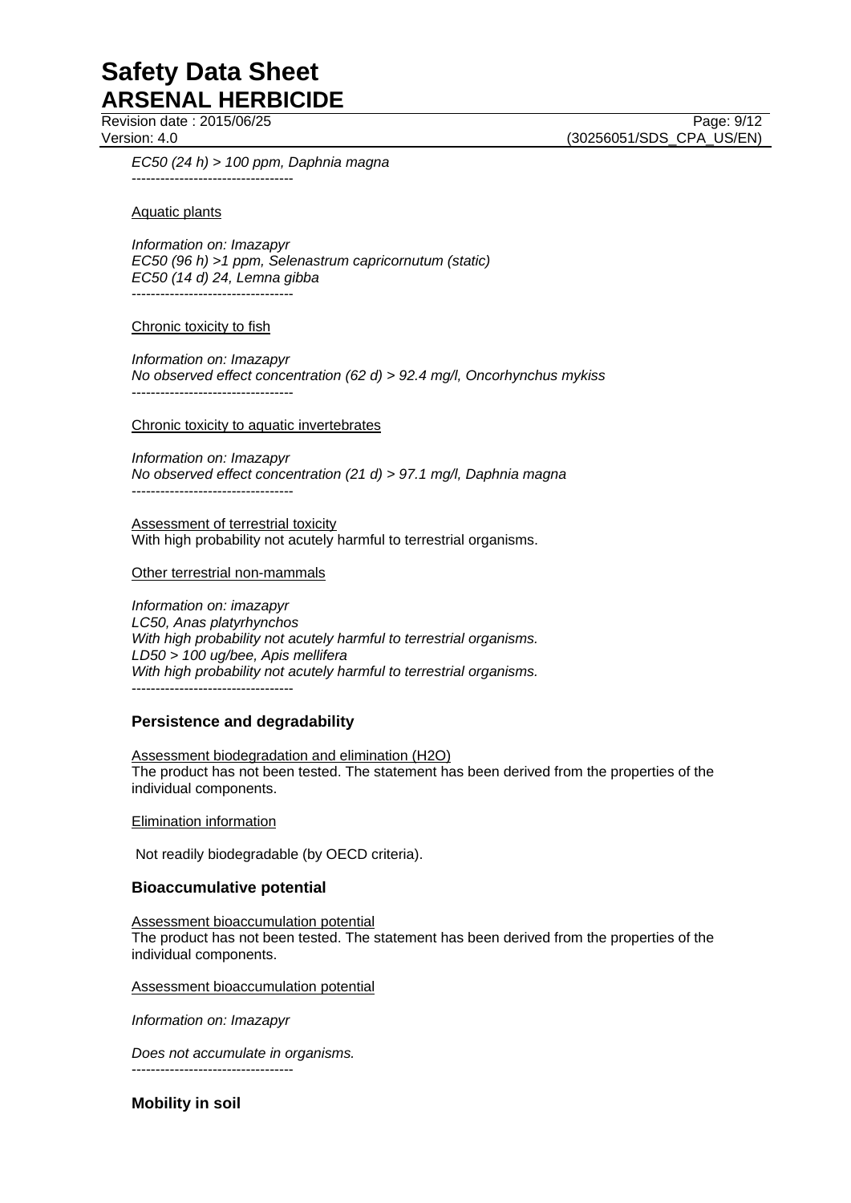*EC50 (24 h) > 100 ppm, Daphnia magna*

----------------------------------

Aquatic plants

*Information on: Imazapyr*
*EC50 (96 h) >1 ppm, Selenastrum capricornutum (static)*
*EC50 (14 d) 24, Lemna gibba*

----------------------------------

Chronic toxicity to fish

*Information on: Imazapyr*
*No observed effect concentration (62 d) > 92.4 mg/l, Oncorhynchus mykiss*

----------------------------------

Chronic toxicity to aquatic invertebrates

*Information on: Imazapyr*
*No observed effect concentration (21 d) > 97.1 mg/l, Daphnia magna*

----------------------------------

Assessment of terrestrial toxicity
With high probability not acutely harmful to terrestrial organisms.

Other terrestrial non-mammals

*Information on: imazapyr*
*LC50, Anas platyrhynchos*
*With high probability not acutely harmful to terrestrial organisms.*
*LD50 > 100 ug/bee, Apis mellifera*
*With high probability not acutely harmful to terrestrial organisms.*

----------------------------------

### Persistence and degradability

Assessment biodegradation and elimination ($H_2O$)
The product has not been tested. The statement has been derived from the properties of the individual components.

Elimination information

Not readily biodegradable (by OECD criteria).

### Bioaccumulative potential

Assessment bioaccumulation potential
The product has not been tested. The statement has been derived from the properties of the individual components.

Assessment bioaccumulation potential

*Information on: Imazapyr*

*Does not accumulate in organisms.*

----------------------------------

### Mobility in soil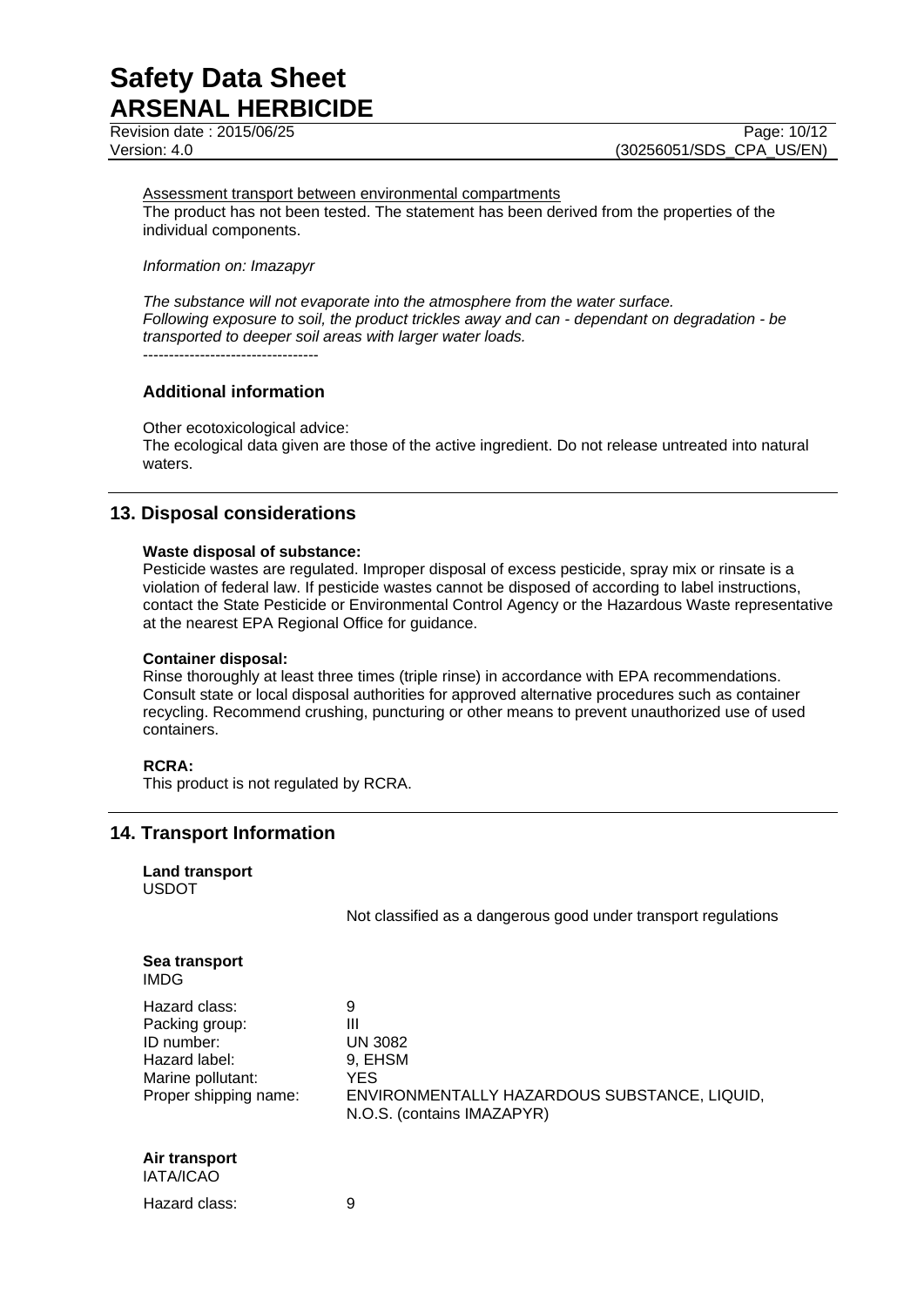Assessment transport between environmental compartments

The product has not been tested. The statement has been derived from the properties of the individual components.

*Information on: Imazapyr*

*The substance will not evaporate into the atmosphere from the water surface. Following exposure to soil, the product trickles away and can - dependant on degradation - be transported to deeper soil areas with larger water loads.*

----------------------------------

### Additional information

Other ecotoxicological advice:
The ecological data given are those of the active ingredient. Do not release untreated into natural waters.

## 13. Disposal considerations

**Waste disposal of substance:**
Pesticide wastes are regulated. Improper disposal of excess pesticide, spray mix or rinsate is a violation of federal law. If pesticide wastes cannot be disposed of according to label instructions, contact the State Pesticide or Environmental Control Agency or the Hazardous Waste representative at the nearest EPA Regional Office for guidance.

**Container disposal:**
Rinse thoroughly at least three times (triple rinse) in accordance with EPA recommendations. Consult state or local disposal authorities for approved alternative procedures such as container recycling. Recommend crushing, puncturing or other means to prevent unauthorized use of used containers.

**RCRA:**
This product is not regulated by RCRA.

## 14. Transport Information

**Land transport**
USDOT

Not classified as a dangerous good under transport regulations

**Sea transport**
IMDG

| | |
|---|---|
| Hazard class: | 9 |
| Packing group: | III |
| ID number: | UN 3082 |
| Hazard label: | 9, EHSM |
| Marine pollutant: | YES |
| Proper shipping name: | ENVIRONMENTALLY HAZARDOUS SUBSTANCE, LIQUID, N.O.S. (contains IMAZAPYR) |

**Air transport**
IATA/ICAO

| | |
|---|---|
| Hazard class: | 9 |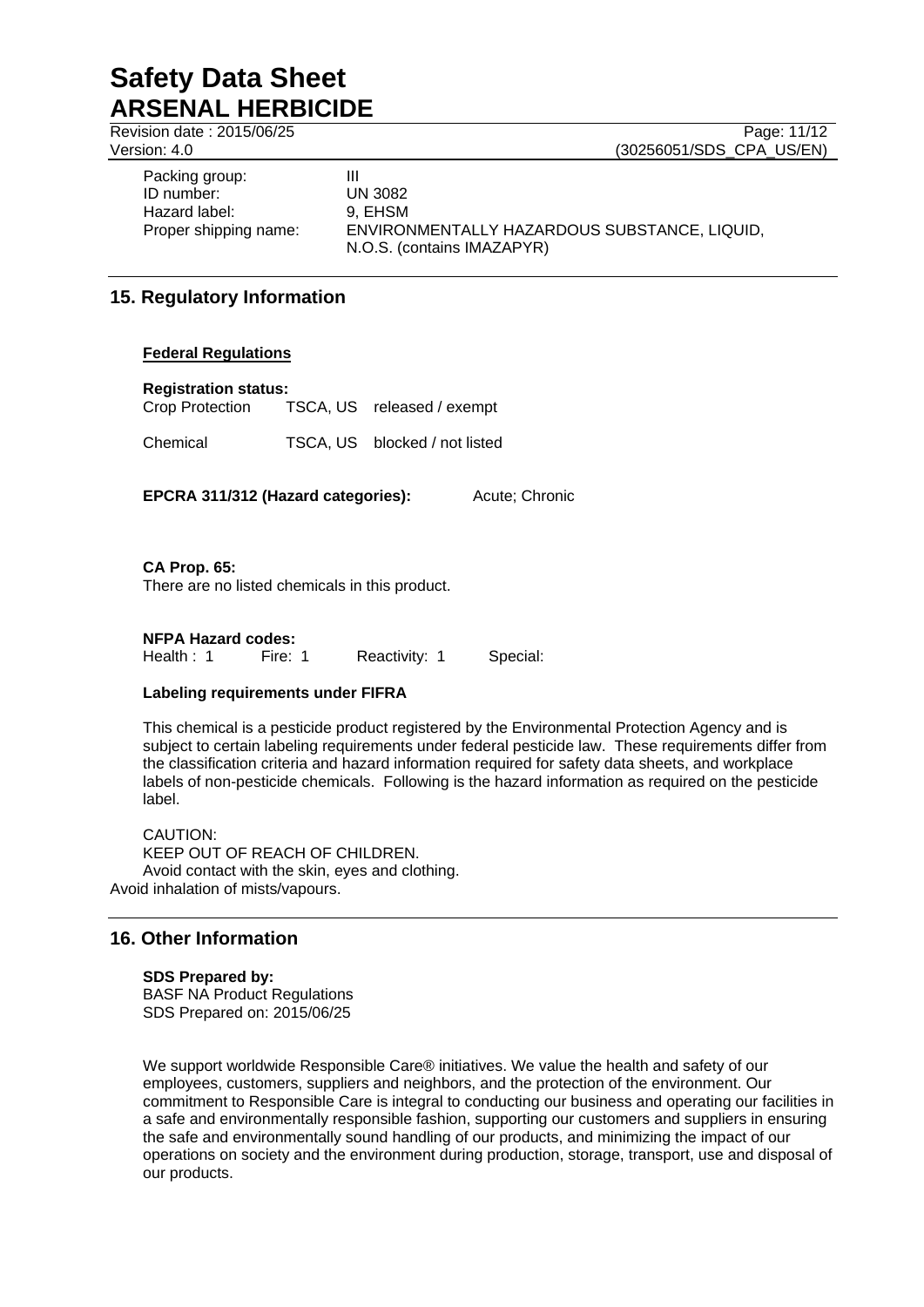| | |
|---|---|
| Packing group: | III |
| ID number: | UN 3082 |
| Hazard label: | 9, EHSM |
| Proper shipping name: | ENVIRONMENTALLY HAZARDOUS SUBSTANCE, LIQUID, N.O.S. (contains IMAZAPYR) |

## 15. Regulatory Information

### Federal Regulations

**Registration status:**

| | | |
|---|---|---|
| Crop Protection | TSCA, US | released / exempt |
| Chemical | TSCA, US | blocked / not listed |

**EPCRA 311/312 (Hazard categories):** Acute; Chronic

**CA Prop. 65:**
There are no listed chemicals in this product.

**NFPA Hazard codes:**
Health : 1 Fire: 1 Reactivity: 1 Special:

**Labeling requirements under FIFRA**

This chemical is a pesticide product registered by the Environmental Protection Agency and is subject to certain labeling requirements under federal pesticide law. These requirements differ from the classification criteria and hazard information required for safety data sheets, and workplace labels of non-pesticide chemicals. Following is the hazard information as required on the pesticide label.

CAUTION:
KEEP OUT OF REACH OF CHILDREN.
Avoid contact with the skin, eyes and clothing.
Avoid inhalation of mists/vapours.

## 16. Other Information

**SDS Prepared by:**
BASF NA Product Regulations
SDS Prepared on: 2015/06/25

We support worldwide Responsible Care® initiatives. We value the health and safety of our employees, customers, suppliers and neighbors, and the protection of the environment. Our commitment to Responsible Care is integral to conducting our business and operating our facilities in a safe and environmentally responsible fashion, supporting our customers and suppliers in ensuring the safe and environmentally sound handling of our products, and minimizing the impact of our operations on society and the environment during production, storage, transport, use and disposal of our products.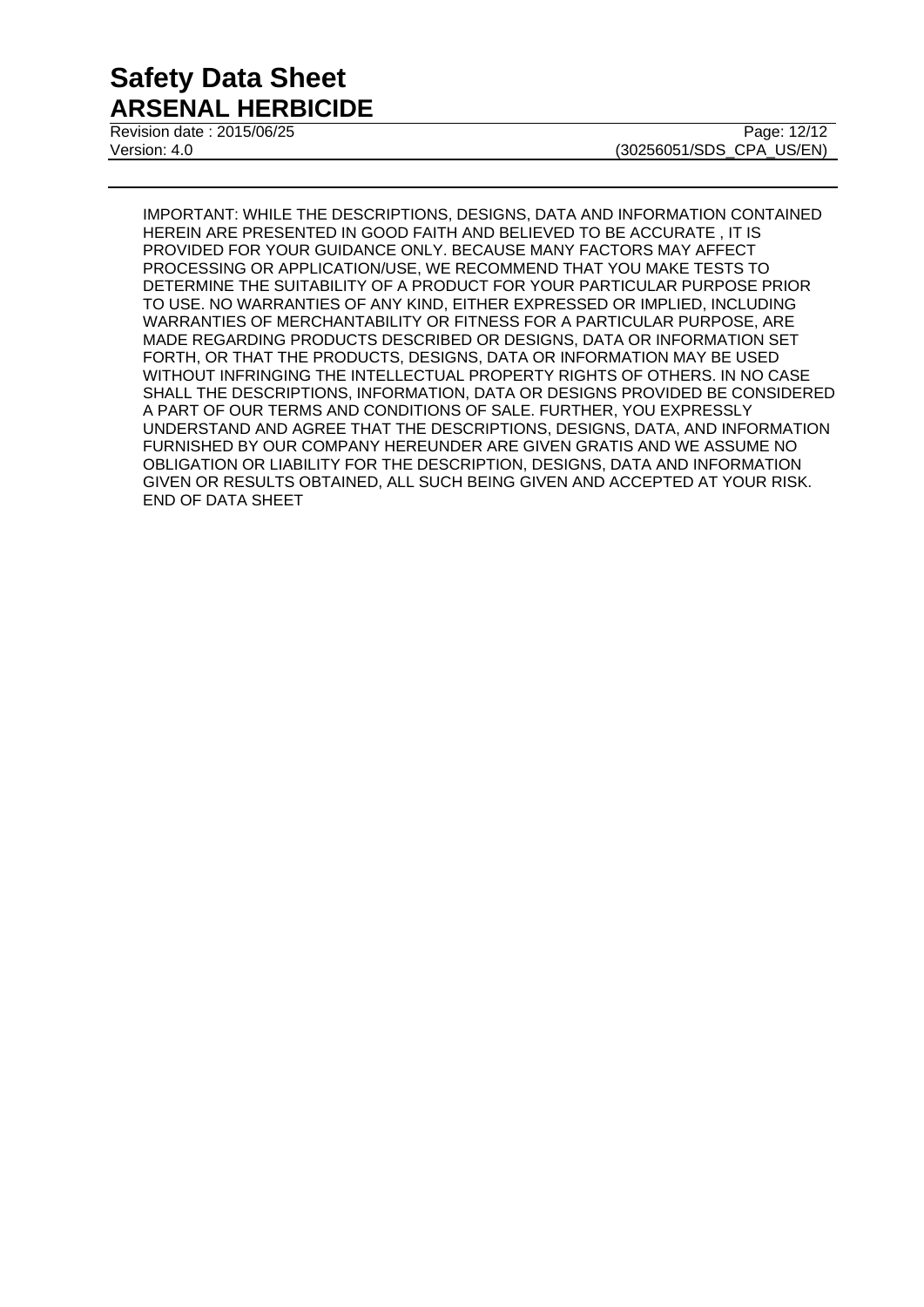IMPORTANT: WHILE THE DESCRIPTIONS, DESIGNS, DATA AND INFORMATION CONTAINED HEREIN ARE PRESENTED IN GOOD FAITH AND BELIEVED TO BE ACCURATE , IT IS PROVIDED FOR YOUR GUIDANCE ONLY. BECAUSE MANY FACTORS MAY AFFECT PROCESSING OR APPLICATION/USE, WE RECOMMEND THAT YOU MAKE TESTS TO DETERMINE THE SUITABILITY OF A PRODUCT FOR YOUR PARTICULAR PURPOSE PRIOR TO USE. NO WARRANTIES OF ANY KIND, EITHER EXPRESSED OR IMPLIED, INCLUDING WARRANTIES OF MERCHANTABILITY OR FITNESS FOR A PARTICULAR PURPOSE, ARE MADE REGARDING PRODUCTS DESCRIBED OR DESIGNS, DATA OR INFORMATION SET FORTH, OR THAT THE PRODUCTS, DESIGNS, DATA OR INFORMATION MAY BE USED WITHOUT INFRINGING THE INTELLECTUAL PROPERTY RIGHTS OF OTHERS. IN NO CASE SHALL THE DESCRIPTIONS, INFORMATION, DATA OR DESIGNS PROVIDED BE CONSIDERED A PART OF OUR TERMS AND CONDITIONS OF SALE. FURTHER, YOU EXPRESSLY UNDERSTAND AND AGREE THAT THE DESCRIPTIONS, DESIGNS, DATA, AND INFORMATION FURNISHED BY OUR COMPANY HEREUNDER ARE GIVEN GRATIS AND WE ASSUME NO OBLIGATION OR LIABILITY FOR THE DESCRIPTION, DESIGNS, DATA AND INFORMATION GIVEN OR RESULTS OBTAINED, ALL SUCH BEING GIVEN AND ACCEPTED AT YOUR RISK.
END OF DATA SHEET